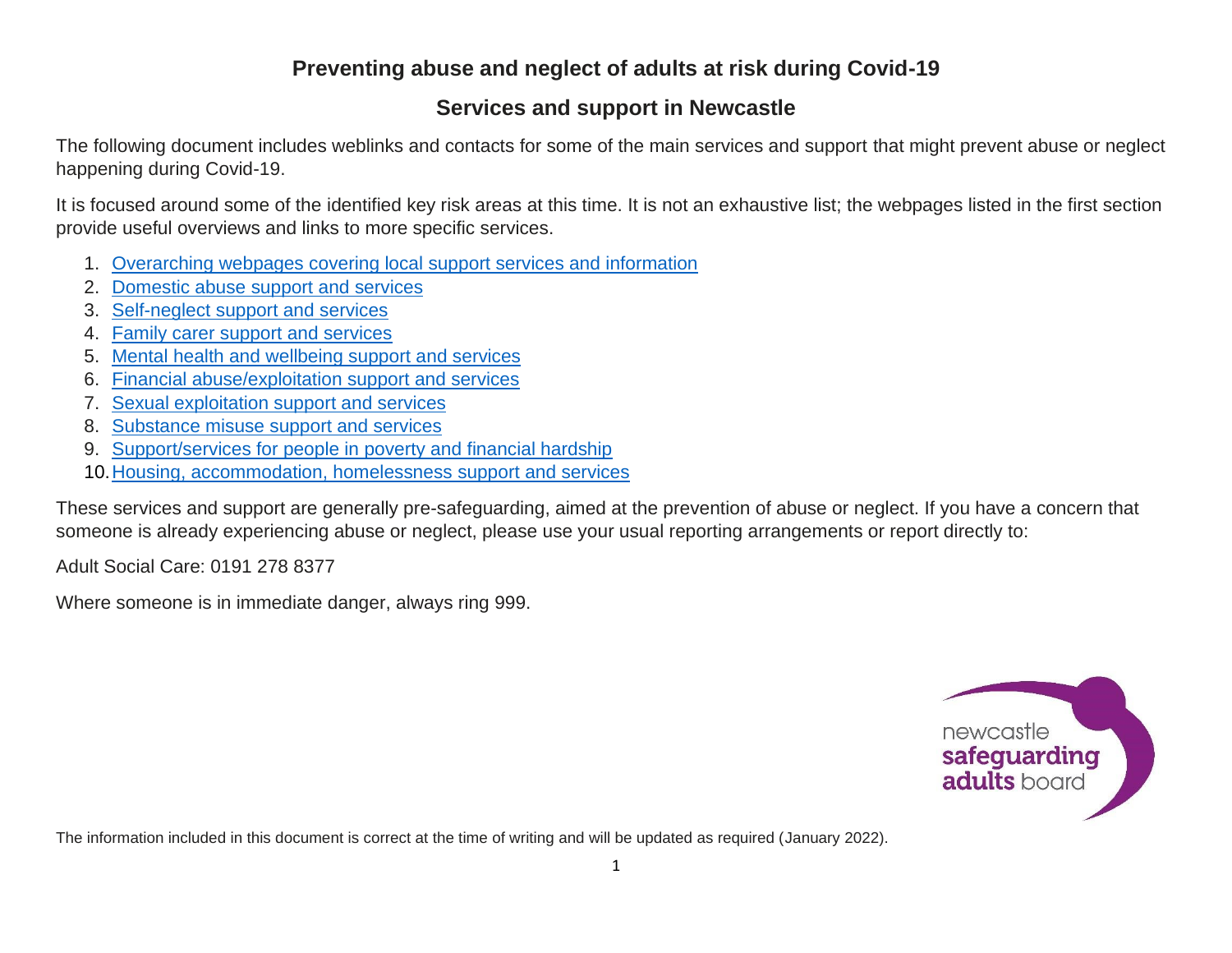# Preventing abuse and neglect of adults at risk during Covid-19

## Services and support in Newcastle

The following document includes weblinks and contacts for some of the main services and support that might prevent abuse or neglect happening during Covid-19.

It is focused around some of the identified key risk areas at this time. It is not an exhaustive list; the webpages listed in the first section provide useful overviews and links to more specific services.

1. Overarching webpages covering local support services and information
2. Domestic abuse support and services
3. Self-neglect support and services
4. Family carer support and services
5. Mental health and wellbeing support and services
6. Financial abuse/exploitation support and services
7. Sexual exploitation support and services
8. Substance misuse support and services
9. Support/services for people in poverty and financial hardship
10. Housing, accommodation, homelessness support and services

These services and support are generally pre-safeguarding, aimed at the prevention of abuse or neglect. If you have a concern that someone is already experiencing abuse or neglect, please use your usual reporting arrangements or report directly to:

Adult Social Care: 0191 278 8377

Where someone is in immediate danger, always ring 999.

newcastle **safeguarding adults** board

The information included in this document is correct at the time of writing and will be updated as required (January 2022).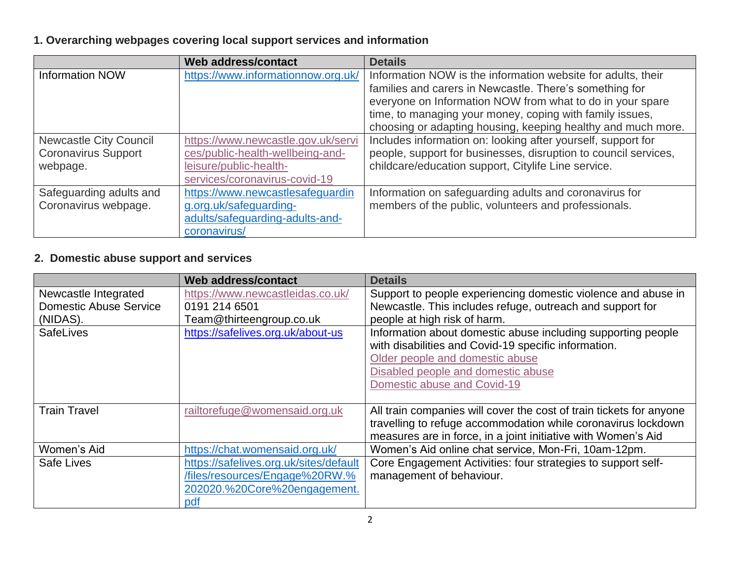### 1. Overarching webpages covering local support services and information

| | Web address/contact | Details |
|---|---|---|
| Information NOW | https://www.informationnow.org.uk/ | Information NOW is the information website for adults, their families and carers in Newcastle. There's something for everyone on Information NOW from what to do in your spare time, to managing your money, coping with family issues, choosing or adapting housing, keeping healthy and much more. |
| Newcastle City Council Coronavirus Support webpage. | https://www.newcastle.gov.uk/services/public-health-wellbeing-and-leisure/public-health-services/coronavirus-covid-19 | Includes information on: looking after yourself, support for people, support for businesses, disruption to council services, childcare/education support, Citylife Line service. |
| Safeguarding adults and Coronavirus webpage. | https://www.newcastlesafeguarding.org.uk/safeguarding-adults/safeguarding-adults-and-coronavirus/ | Information on safeguarding adults and coronavirus for members of the public, volunteers and professionals. |

### 2. Domestic abuse support and services

| | Web address/contact | Details |
|---|---|---|
| Newcastle Integrated Domestic Abuse Service (NIDAS). | https://www.newcastleidas.co.uk/<br>0191 214 6501<br>Team@thirteengroup.co.uk | Support to people experiencing domestic violence and abuse in Newcastle. This includes refuge, outreach and support for people at high risk of harm. |
| SafeLives | https://safelives.org.uk/about-us | Information about domestic abuse including supporting people with disabilities and Covid-19 specific information.<br>Older people and domestic abuse<br>Disabled people and domestic abuse<br>Domestic abuse and Covid-19 |
| Train Travel | railtorefuge@womensaid.org.uk | All train companies will cover the cost of train tickets for anyone travelling to refuge accommodation while coronavirus lockdown measures are in force, in a joint initiative with Women's Aid |
| Women's Aid | https://chat.womensaid.org.uk/ | Women's Aid online chat service, Mon-Fri, 10am-12pm. |
| Safe Lives | https://safelives.org.uk/sites/default/files/resources/Engage%20RW.%202020.%20Core%20engagement.pdf | Core Engagement Activities: four strategies to support self-management of behaviour. |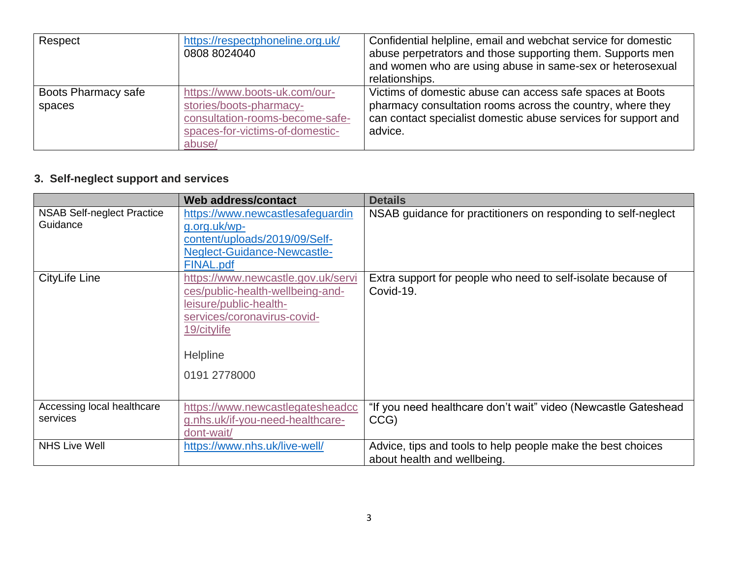| | | |
|---|---|---|
| Respect | https://respectphoneline.org.uk/ 0808 8024040 | Confidential helpline, email and webchat service for domestic abuse perpetrators and those supporting them. Supports men and women who are using abuse in same-sex or heterosexual relationships. |
| Boots Pharmacy safe spaces | https://www.boots-uk.com/our-stories/boots-pharmacy-consultation-rooms-become-safe-spaces-for-victims-of-domestic-abuse/ | Victims of domestic abuse can access safe spaces at Boots pharmacy consultation rooms across the country, where they can contact specialist domestic abuse services for support and advice. |

### 3. Self-neglect support and services

| | Web address/contact | Details |
|---|---|---|
| NSAB Self-neglect Practice Guidance | https://www.newcastlesafeguarding.org.uk/wp-content/uploads/2019/09/Self-Neglect-Guidance-Newcastle-FINAL.pdf | NSAB guidance for practitioners on responding to self-neglect |
| CityLife Line | https://www.newcastle.gov.uk/services/public-health-wellbeing-and-leisure/public-health-services/coronavirus-covid-19/citylife<br><br>Helpline<br><br>0191 2778000 | Extra support for people who need to self-isolate because of Covid-19. |
| Accessing local healthcare services | https://www.newcastlegatesheadccg.nhs.uk/if-you-need-healthcare-dont-wait/ | "If you need healthcare don't wait" video (Newcastle Gateshead CCG) |
| NHS Live Well | https://www.nhs.uk/live-well/ | Advice, tips and tools to help people make the best choices about health and wellbeing. |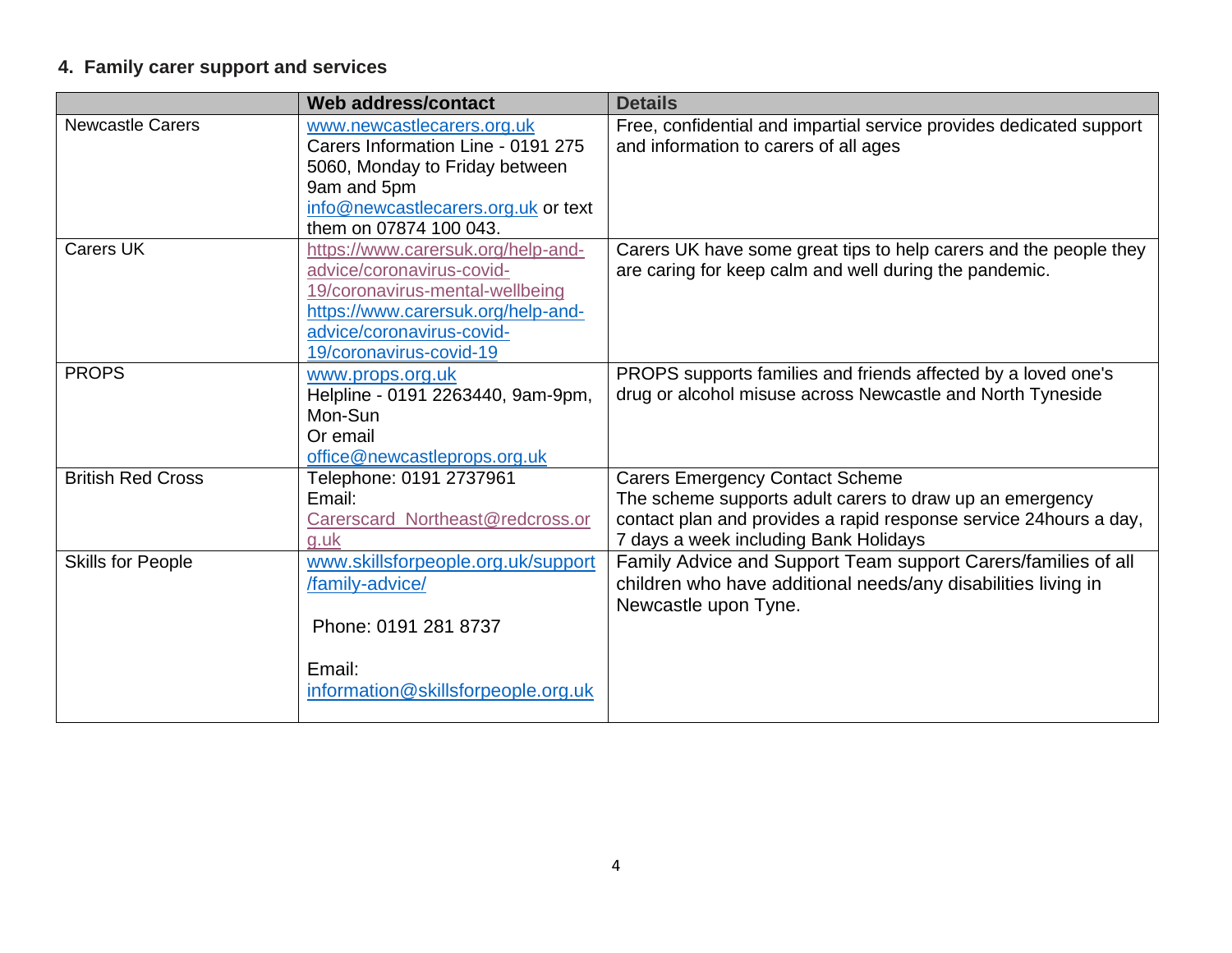## 4. Family carer support and services

| | Web address/contact | Details |
|---|---|---|
| Newcastle Carers | www.newcastlecarers.org.uk<br>Carers Information Line - 0191 275 5060, Monday to Friday between 9am and 5pm<br>info@newcastlecarers.org.uk or text them on 07874 100 043. | Free, confidential and impartial service provides dedicated support and information to carers of all ages |
| Carers UK | https://www.carersuk.org/help-and-advice/coronavirus-covid-19/coronavirus-mental-wellbeing<br>https://www.carersuk.org/help-and-advice/coronavirus-covid-19/coronavirus-covid-19 | Carers UK have some great tips to help carers and the people they are caring for keep calm and well during the pandemic. |
| PROPS | www.props.org.uk<br>Helpline - 0191 2263440, 9am-9pm, Mon-Sun<br>Or email<br>office@newcastleprops.org.uk | PROPS supports families and friends affected by a loved one's drug or alcohol misuse across Newcastle and North Tyneside |
| British Red Cross | Telephone: 0191 2737961<br>Email:<br>Carerscard_Northeast@redcross.org.uk | Carers Emergency Contact Scheme<br>The scheme supports adult carers to draw up an emergency contact plan and provides a rapid response service 24hours a day, 7 days a week including Bank Holidays |
| Skills for People | www.skillsforpeople.org.uk/support/family-advice/<br><br>Phone: 0191 281 8737<br><br>Email:<br>information@skillsforpeople.org.uk | Family Advice and Support Team support Carers/families of all children who have additional needs/any disabilities living in Newcastle upon Tyne. |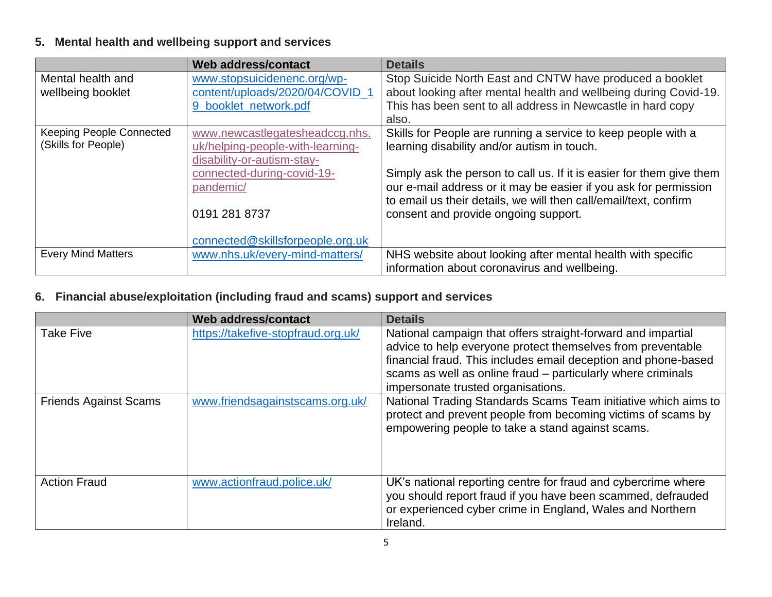## 5. Mental health and wellbeing support and services

| | Web address/contact | Details |
|---|---|---|
| Mental health and wellbeing booklet | www.stopsuicidenenc.org/wp-content/uploads/2020/04/COVID_19_booklet_network.pdf | Stop Suicide North East and CNTW have produced a booklet about looking after mental health and wellbeing during Covid-19. This has been sent to all address in Newcastle in hard copy also. |
| Keeping People Connected (Skills for People) | www.newcastlegatesheadccg.nhs.uk/helping-people-with-learning-disability-or-autism-stay-connected-during-covid-19-pandemic/<br><br>0191 281 8737<br><br>connected@skillsforpeople.org.uk | Skills for People are running a service to keep people with a learning disability and/or autism in touch.<br><br>Simply ask the person to call us. If it is easier for them give them our e-mail address or it may be easier if you ask for permission to email us their details, we will then call/email/text, confirm consent and provide ongoing support. |
| Every Mind Matters | www.nhs.uk/every-mind-matters/ | NHS website about looking after mental health with specific information about coronavirus and wellbeing. |

## 6. Financial abuse/exploitation (including fraud and scams) support and services

| | Web address/contact | Details |
|---|---|---|
| Take Five | https://takefive-stopfraud.org.uk/ | National campaign that offers straight-forward and impartial advice to help everyone protect themselves from preventable financial fraud. This includes email deception and phone-based scams as well as online fraud – particularly where criminals impersonate trusted organisations. |
| Friends Against Scams | www.friendsagainstscams.org.uk/ | National Trading Standards Scams Team initiative which aims to protect and prevent people from becoming victims of scams by empowering people to take a stand against scams. |
| Action Fraud | www.actionfraud.police.uk/ | UK's national reporting centre for fraud and cybercrime where you should report fraud if you have been scammed, defrauded or experienced cyber crime in England, Wales and Northern Ireland. |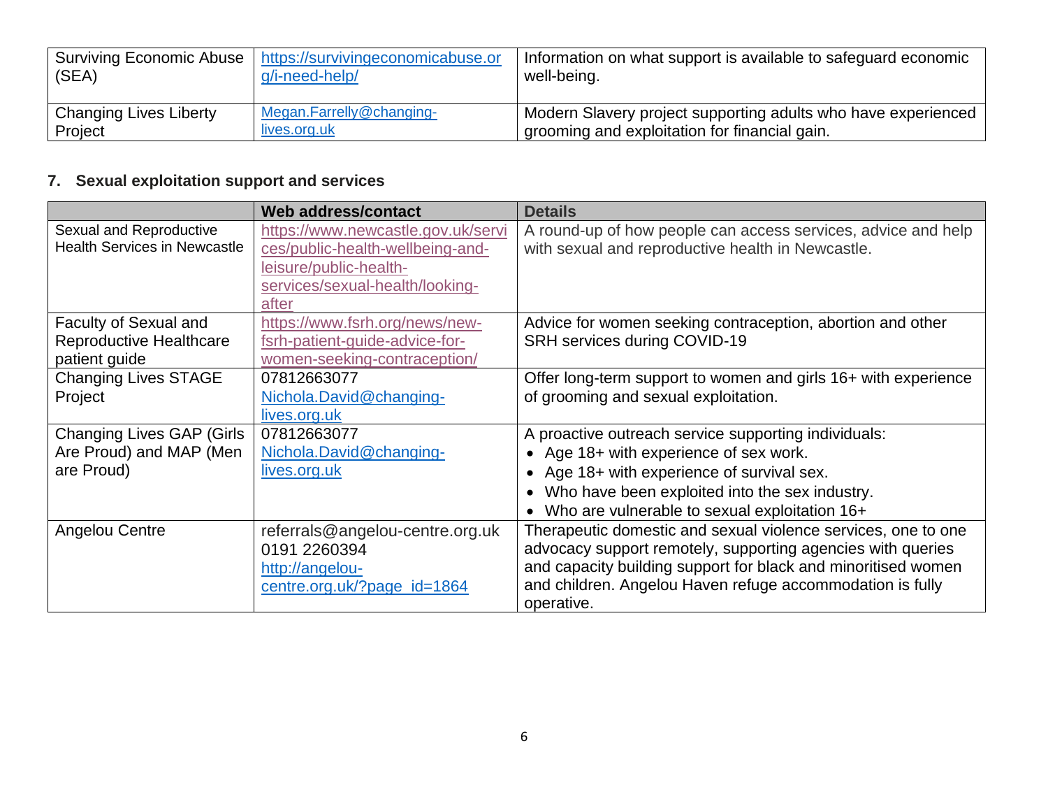| | | |
|---|---|---|
| Surviving Economic Abuse (SEA) | https://survivingeconomicabuse.org/i-need-help/ | Information on what support is available to safeguard economic well-being. |
| Changing Lives Liberty Project | Megan.Farrelly@changing-lives.org.uk | Modern Slavery project supporting adults who have experienced grooming and exploitation for financial gain. |

## 7. Sexual exploitation support and services

| | Web address/contact | Details |
|---|---|---|
| Sexual and Reproductive Health Services in Newcastle | https://www.newcastle.gov.uk/services/public-health-wellbeing-and-leisure/public-health-services/sexual-health/looking-after | A round-up of how people can access services, advice and help with sexual and reproductive health in Newcastle. |
| Faculty of Sexual and Reproductive Healthcare patient guide | https://www.fsrh.org/news/new-fsrh-patient-guide-advice-for-women-seeking-contraception/ | Advice for women seeking contraception, abortion and other SRH services during COVID-19 |
| Changing Lives STAGE Project | 07812663077 Nichola.David@changing-lives.org.uk | Offer long-term support to women and girls 16+ with experience of grooming and sexual exploitation. |
| Changing Lives GAP (Girls Are Proud) and MAP (Men are Proud) | 07812663077 Nichola.David@changing-lives.org.uk | A proactive outreach service supporting individuals: • Age 18+ with experience of sex work. • Age 18+ with experience of survival sex. • Who have been exploited into the sex industry. • Who are vulnerable to sexual exploitation 16+ |
| Angelou Centre | referrals@angelou-centre.org.uk 0191 2260394 http://angelou-centre.org.uk/?page_id=1864 | Therapeutic domestic and sexual violence services, one to one advocacy support remotely, supporting agencies with queries and capacity building support for black and minoritised women and children. Angelou Haven refuge accommodation is fully operative. |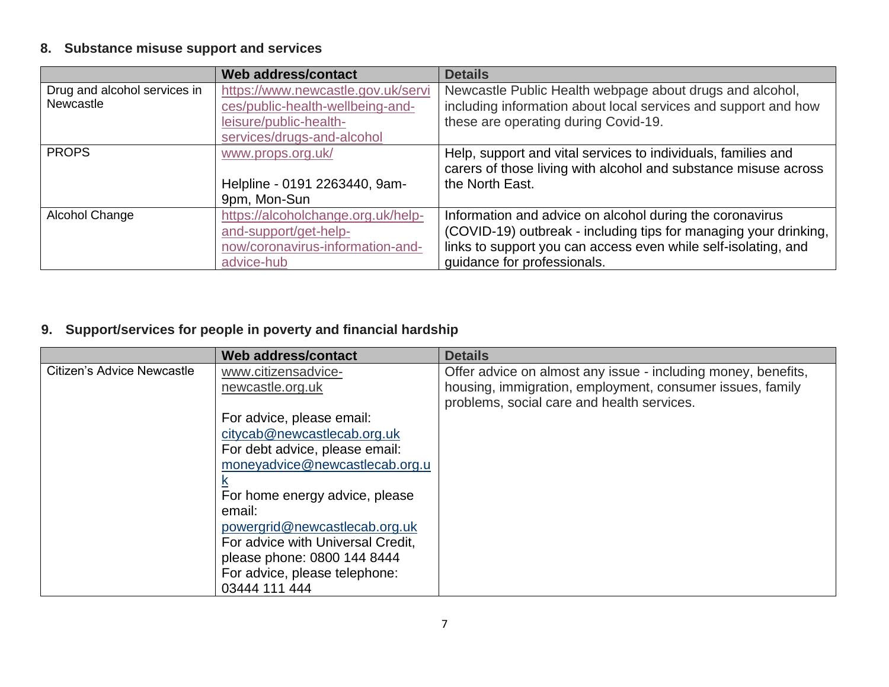## 8. Substance misuse support and services

| | Web address/contact | Details |
|---|---|---|
| Drug and alcohol services in Newcastle | https://www.newcastle.gov.uk/services/public-health-wellbeing-and-leisure/public-health-services/drugs-and-alcohol | Newcastle Public Health webpage about drugs and alcohol, including information about local services and support and how these are operating during Covid-19. |
| PROPS | www.props.org.uk/<br><br>Helpline - 0191 2263440, 9am-9pm, Mon-Sun | Help, support and vital services to individuals, families and carers of those living with alcohol and substance misuse across the North East. |
| Alcohol Change | https://alcoholchange.org.uk/help-and-support/get-help-now/coronavirus-information-and-advice-hub | Information and advice on alcohol during the coronavirus (COVID-19) outbreak - including tips for managing your drinking, links to support you can access even while self-isolating, and guidance for professionals. |

## 9. Support/services for people in poverty and financial hardship

| | Web address/contact | Details |
|---|---|---|
| Citizen's Advice Newcastle | www.citizensadvice-newcastle.org.uk<br><br>For advice, please email: citycab@newcastlecab.org.uk<br>For debt advice, please email: moneyadvice@newcastlecab.org.uk<br>For home energy advice, please email: powergrid@newcastlecab.org.uk<br>For advice with Universal Credit, please phone: 0800 144 8444<br>For advice, please telephone: 03444 111 444 | Offer advice on almost any issue - including money, benefits, housing, immigration, employment, consumer issues, family problems, social care and health services. |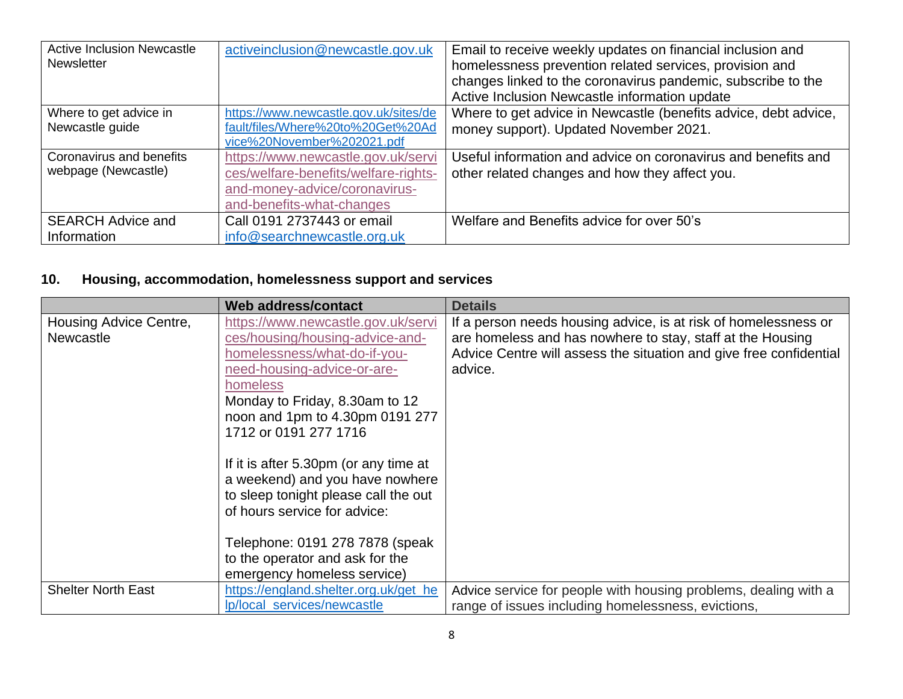| | | |
|---|---|---|
| Active Inclusion Newcastle Newsletter | activeinclusion@newcastle.gov.uk | Email to receive weekly updates on financial inclusion and homelessness prevention related services, provision and changes linked to the coronavirus pandemic, subscribe to the Active Inclusion Newcastle information update |
| Where to get advice in Newcastle guide | https://www.newcastle.gov.uk/sites/default/files/Where%20to%20Get%20Advice%20November%202021.pdf | Where to get advice in Newcastle (benefits advice, debt advice, money support). Updated November 2021. |
| Coronavirus and benefits webpage (Newcastle) | https://www.newcastle.gov.uk/services/welfare-benefits/welfare-rights-and-money-advice/coronavirus-and-benefits-what-changes | Useful information and advice on coronavirus and benefits and other related changes and how they affect you. |
| SEARCH Advice and Information | Call 0191 2737443 or email info@searchnewcastle.org.uk | Welfare and Benefits advice for over 50's |

## 10. Housing, accommodation, homelessness support and services

| | Web address/contact | Details |
|---|---|---|
| Housing Advice Centre, Newcastle | https://www.newcastle.gov.uk/services/housing/housing-advice-and-homelessness/what-do-if-you-need-housing-advice-or-are-homeless<br>Monday to Friday, 8.30am to 12 noon and 1pm to 4.30pm 0191 277 1712 or 0191 277 1716<br><br>If it is after 5.30pm (or any time at a weekend) and you have nowhere to sleep tonight please call the out of hours service for advice:<br><br>Telephone: 0191 278 7878 (speak to the operator and ask for the emergency homeless service) | If a person needs housing advice, is at risk of homelessness or are homeless and has nowhere to stay, staff at the Housing Advice Centre will assess the situation and give free confidential advice. |
| Shelter North East | https://england.shelter.org.uk/get_help/local_services/newcastle | Advice service for people with housing problems, dealing with a range of issues including homelessness, evictions, |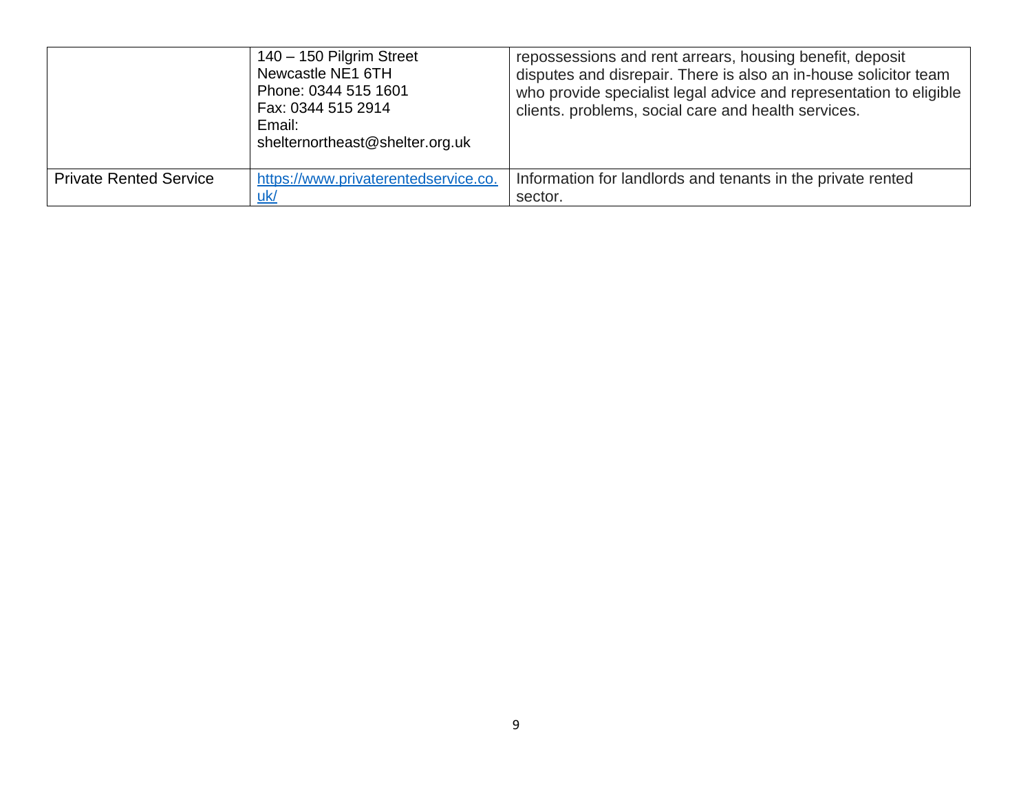| | | |
|---|---|---|
| | 140 – 150 Pilgrim Street<br>Newcastle NE1 6TH<br>Phone: 0344 515 1601<br>Fax: 0344 515 2914<br>Email:<br>shelternortheast@shelter.org.uk | repossessions and rent arrears, housing benefit, deposit disputes and disrepair. There is also an in-house solicitor team who provide specialist legal advice and representation to eligible clients. problems, social care and health services. |
| Private Rented Service | https://www.privaterentedservice.co.uk/ | Information for landlords and tenants in the private rented sector. |